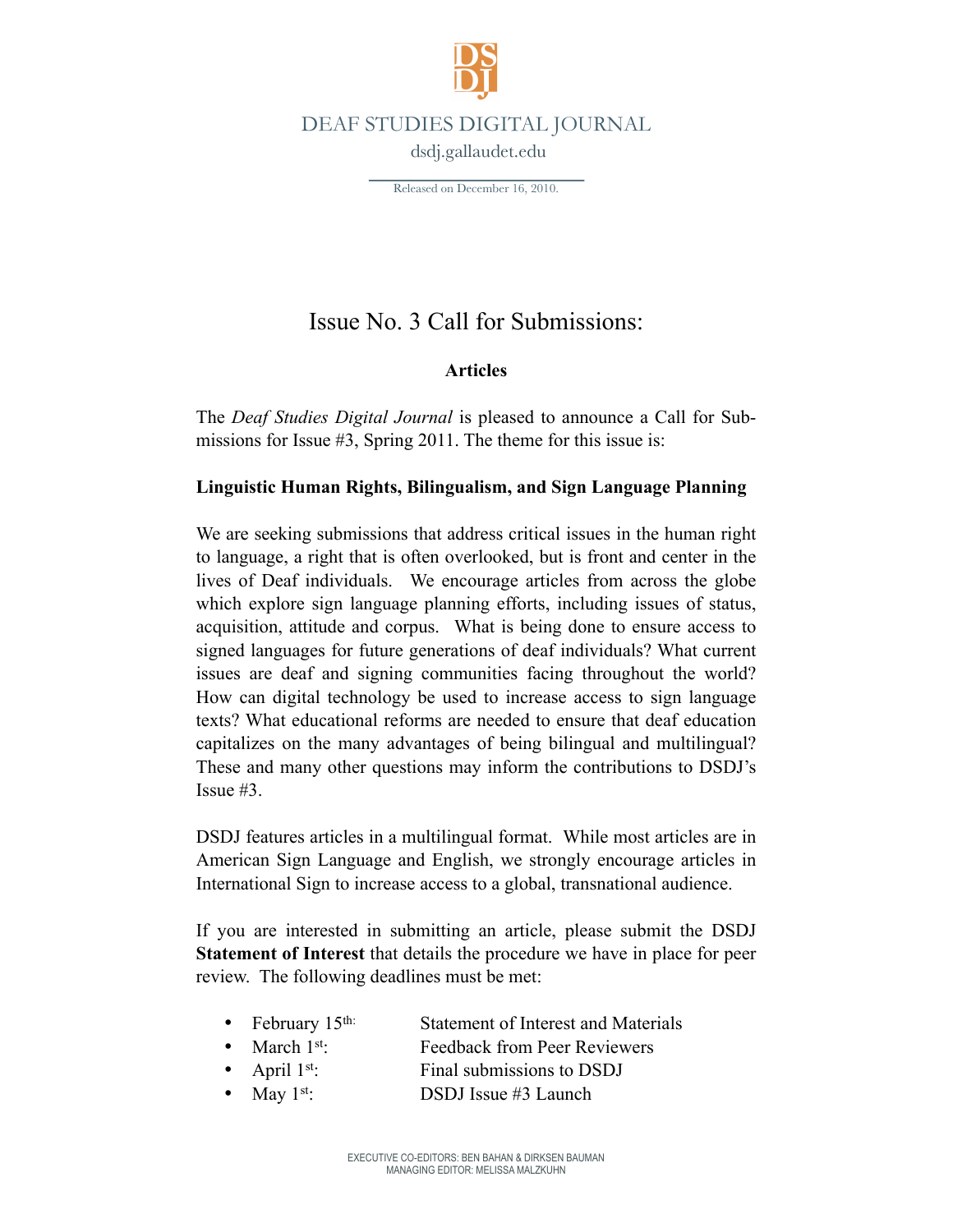DEAF STUDIES DIGITAL JOURNAL

dsdj.gallaudet.edu

Released on December 16, 2010.

# Issue No. 3 Call for Submissions:

## Articles

The *Deaf Studies Digital Journal* is pleased to announce a Call for Submissions for Issue #3, Spring 2011. The theme for this issue is:

**Linguistic Human Rights, Bilingualism, and Sign Language Planning**

We are seeking submissions that address critical issues in the human right to language, a right that is often overlooked, but is front and center in the lives of Deaf individuals. We encourage articles from across the globe which explore sign language planning efforts, including issues of status, acquisition, attitude and corpus. What is being done to ensure access to signed languages for future generations of deaf individuals? What current issues are deaf and signing communities facing throughout the world? How can digital technology be used to increase access to sign language texts? What educational reforms are needed to ensure that deaf education capitalizes on the many advantages of being bilingual and multilingual? These and many other questions may inform the contributions to DSDJ's Issue #3.

DSDJ features articles in a multilingual format. While most articles are in American Sign Language and English, we strongly encourage articles in International Sign to increase access to a global, transnational audience.

If you are interested in submitting an article, please submit the DSDJ **Statement of Interest** that details the procedure we have in place for peer review. The following deadlines must be met:

- February 15th: Statement of Interest and Materials
- March 1st: Feedback from Peer Reviewers
- April 1st: Final submissions to DSDJ
- May 1st: DSDJ Issue #3 Launch

EXECUTIVE CO-EDITORS: BEN BAHAN & DIRKSEN BAUMAN
MANAGING EDITOR: MELISSA MALZKUHN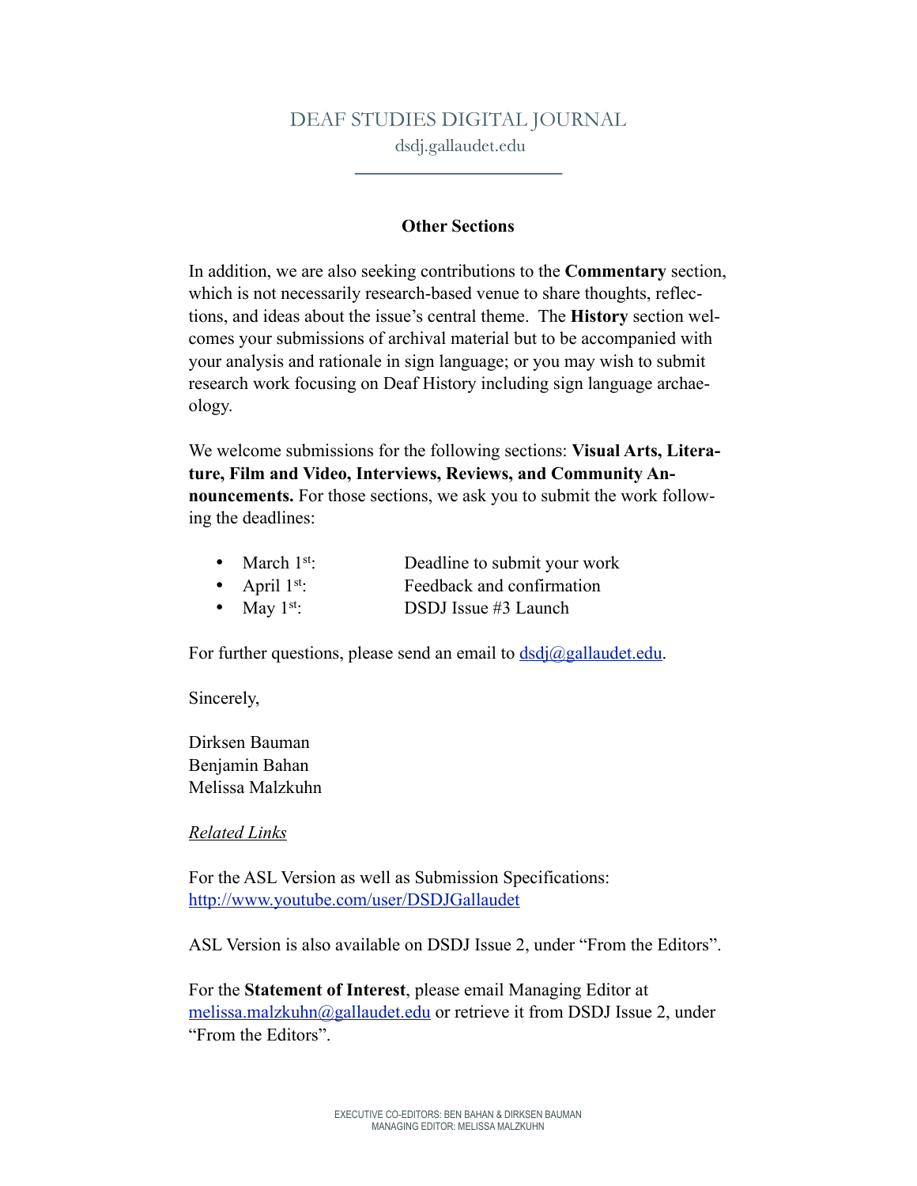# DEAF STUDIES DIGITAL JOURNAL

dsdj.gallaudet.edu

## Other Sections

In addition, we are also seeking contributions to the **Commentary** section, which is not necessarily research-based venue to share thoughts, reflections, and ideas about the issue's central theme. The **History** section welcomes your submissions of archival material but to be accompanied with your analysis and rationale in sign language; or you may wish to submit research work focusing on Deaf History including sign language archaeology.

We welcome submissions for the following sections: **Visual Arts, Literature, Film and Video, Interviews, Reviews, and Community Announcements.** For those sections, we ask you to submit the work following the deadlines:

- March 1st: Deadline to submit your work
- April 1st: Feedback and confirmation
- May 1st: DSDJ Issue #3 Launch

For further questions, please send an email to dsdj@gallaudet.edu.

Sincerely,

Dirksen Bauman
Benjamin Bahan
Melissa Malzkuhn

*Related Links*

For the ASL Version as well as Submission Specifications:
http://www.youtube.com/user/DSDJGallaudet

ASL Version is also available on DSDJ Issue 2, under "From the Editors".

For the **Statement of Interest**, please email Managing Editor at melissa.malzkuhn@gallaudet.edu or retrieve it from DSDJ Issue 2, under "From the Editors".

EXECUTIVE CO-EDITORS: BEN BAHAN & DIRKSEN BAUMAN
MANAGING EDITOR: MELISSA MALZKUHN